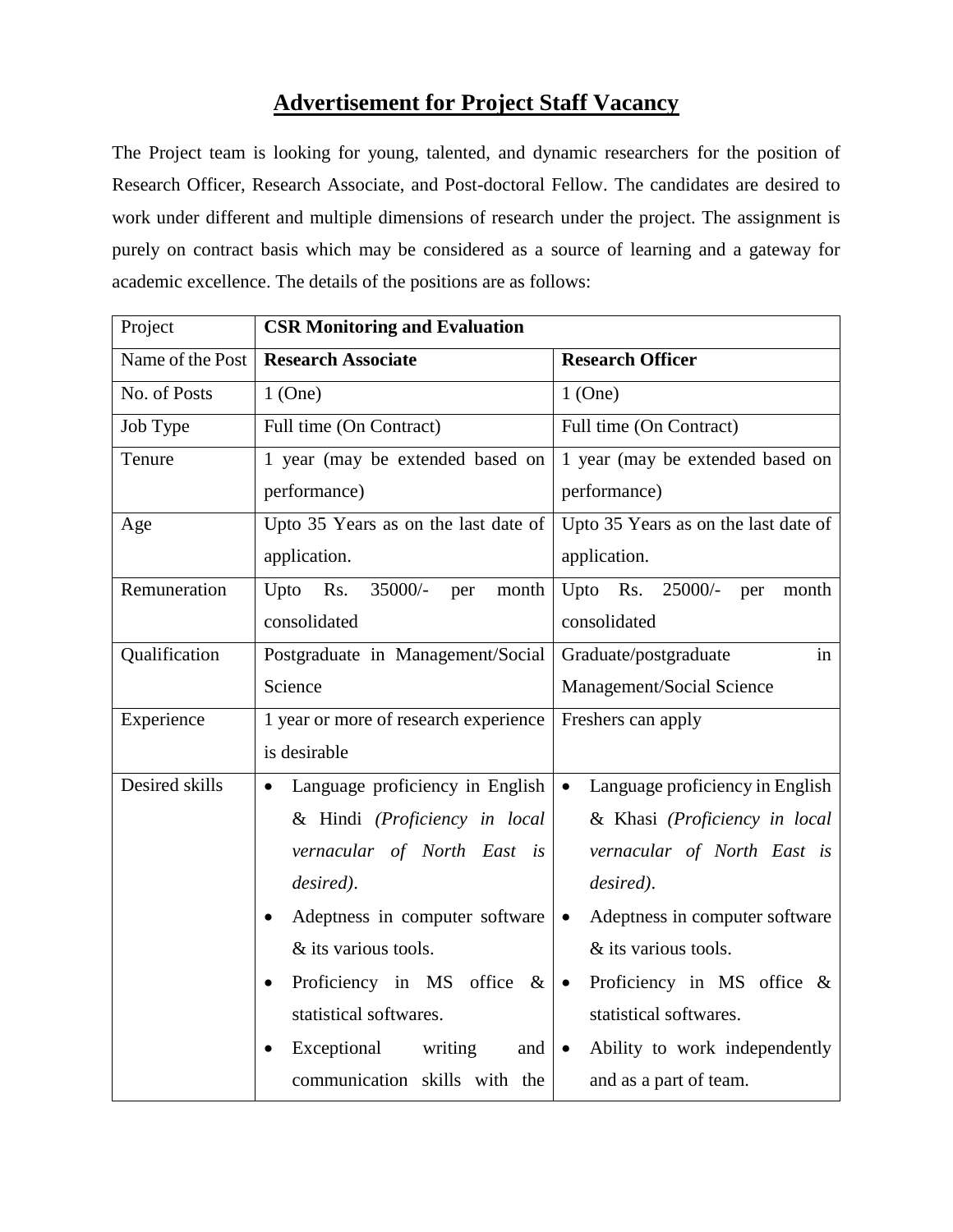# Advertisement for Project Staff Vacancy

The Project team is looking for young, talented, and dynamic researchers for the position of Research Officer, Research Associate, and Post-doctoral Fellow. The candidates are desired to work under different and multiple dimensions of research under the project. The assignment is purely on contract basis which may be considered as a source of learning and a gateway for academic excellence. The details of the positions are as follows:

| Project | **CSR Monitoring and Evaluation** | |
|---|---|---|
| Name of the Post | **Research Associate** | **Research Officer** |
| No. of Posts | 1 (One) | 1 (One) |
| Job Type | Full time (On Contract) | Full time (On Contract) |
| Tenure | 1 year (may be extended based on performance) | 1 year (may be extended based on performance) |
| Age | Upto 35 Years as on the last date of application. | Upto 35 Years as on the last date of application. |
| Remuneration | Upto Rs. 35000/- per month consolidated | Upto Rs. 25000/- per month consolidated |
| Qualification | Postgraduate in Management/Social Science | Graduate/postgraduate in Management/Social Science |
| Experience | 1 year or more of research experience is desirable | Freshers can apply |
| Desired skills | • Language proficiency in English & Hindi *(Proficiency in local vernacular of North East is desired)*.<br>• Adeptness in computer software & its various tools.<br>• Proficiency in MS office & statistical softwares.<br>• Exceptional writing and communication skills with the | • Language proficiency in English & Khasi *(Proficiency in local vernacular of North East is desired)*.<br>• Adeptness in computer software & its various tools.<br>• Proficiency in MS office & statistical softwares.<br>• Ability to work independently and as a part of team. |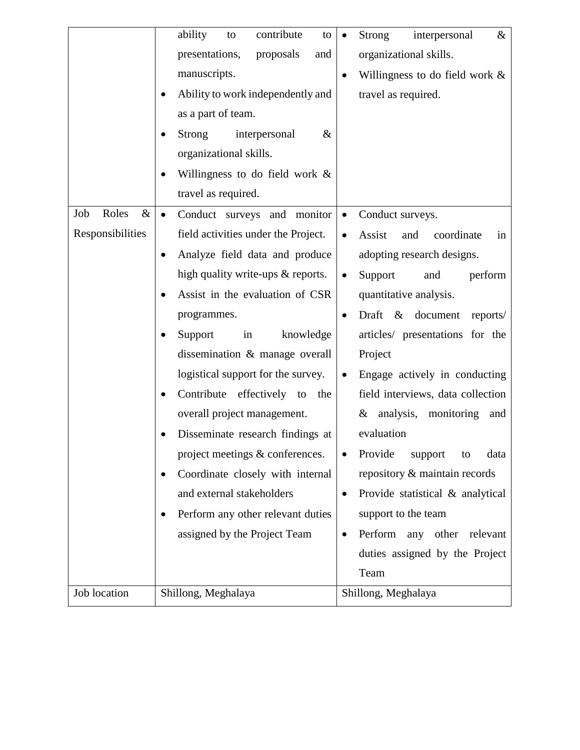| | | |
|---|---|---|
| | ability to contribute to presentations, proposals and manuscripts.<br>• Ability to work independently and as a part of team.<br>• Strong interpersonal & organizational skills.<br>• Willingness to do field work & travel as required. | • Strong interpersonal & organizational skills.<br>• Willingness to do field work & travel as required. |
| Job Roles & Responsibilities | • Conduct surveys and monitor field activities under the Project.<br>• Analyze field data and produce high quality write-ups & reports.<br>• Assist in the evaluation of CSR programmes.<br>• Support in knowledge dissemination & manage overall logistical support for the survey.<br>• Contribute effectively to the overall project management.<br>• Disseminate research findings at project meetings & conferences.<br>• Coordinate closely with internal and external stakeholders<br>• Perform any other relevant duties assigned by the Project Team | • Conduct surveys.<br>• Assist and coordinate in adopting research designs.<br>• Support and perform quantitative analysis.<br>• Draft & document reports/ articles/ presentations for the Project<br>• Engage actively in conducting field interviews, data collection & analysis, monitoring and evaluation<br>• Provide support to data repository & maintain records<br>• Provide statistical & analytical support to the team<br>• Perform any other relevant duties assigned by the Project Team |
| Job location | Shillong, Meghalaya | Shillong, Meghalaya |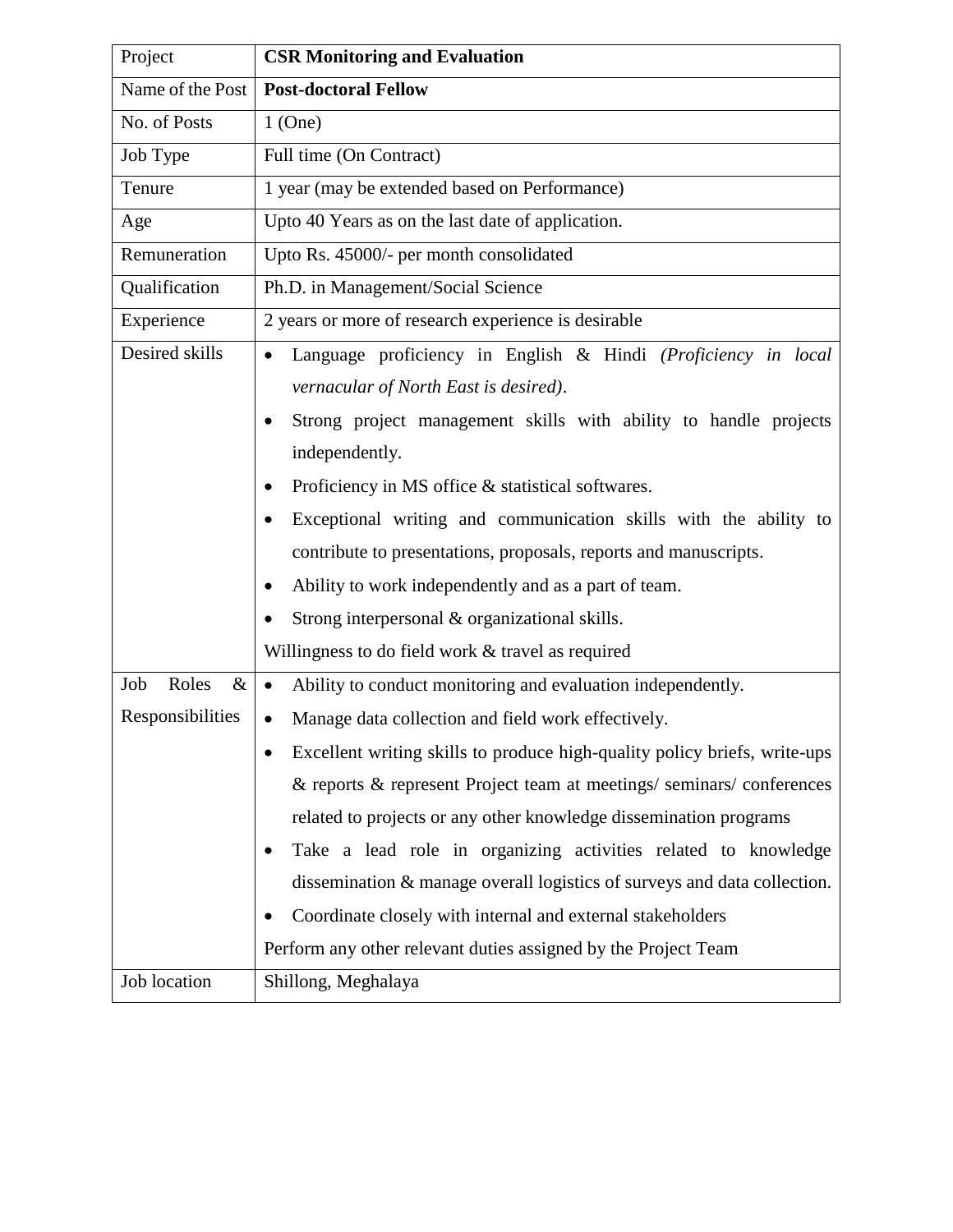| Project | **CSR Monitoring and Evaluation** |
|---|---|
| Name of the Post | **Post-doctoral Fellow** |
| No. of Posts | 1 (One) |
| Job Type | Full time (On Contract) |
| Tenure | 1 year (may be extended based on Performance) |
| Age | Upto 40 Years as on the last date of application. |
| Remuneration | Upto Rs. 45000/- per month consolidated |
| Qualification | Ph.D. in Management/Social Science |
| Experience | 2 years or more of research experience is desirable |
| Desired skills | • Language proficiency in English & Hindi *(Proficiency in local vernacular of North East is desired)*.<br>• Strong project management skills with ability to handle projects independently.<br>• Proficiency in MS office & statistical softwares.<br>• Exceptional writing and communication skills with the ability to contribute to presentations, proposals, reports and manuscripts.<br>• Ability to work independently and as a part of team.<br>• Strong interpersonal & organizational skills.<br>Willingness to do field work & travel as required |
| Job Roles & Responsibilities | • Ability to conduct monitoring and evaluation independently.<br>• Manage data collection and field work effectively.<br>• Excellent writing skills to produce high-quality policy briefs, write-ups & reports & represent Project team at meetings/ seminars/ conferences related to projects or any other knowledge dissemination programs<br>• Take a lead role in organizing activities related to knowledge dissemination & manage overall logistics of surveys and data collection.<br>• Coordinate closely with internal and external stakeholders<br>Perform any other relevant duties assigned by the Project Team |
| Job location | Shillong, Meghalaya |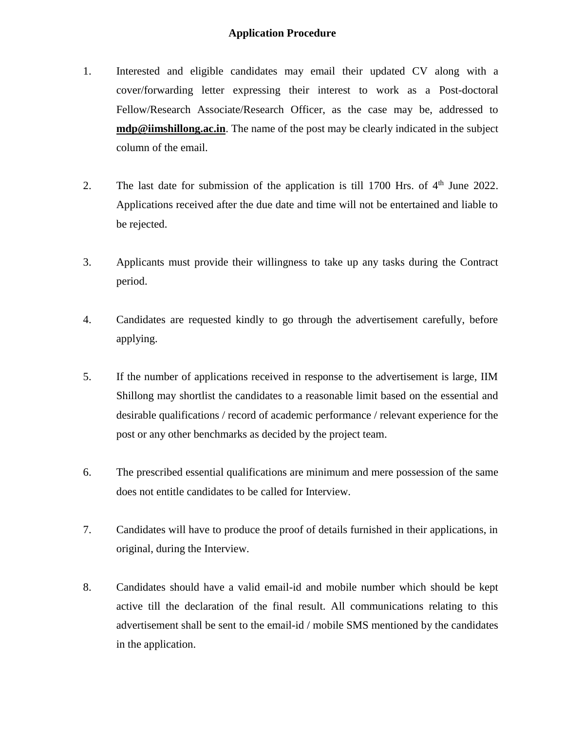## Application Procedure

1. Interested and eligible candidates may email their updated CV along with a cover/forwarding letter expressing their interest to work as a Post-doctoral Fellow/Research Associate/Research Officer, as the case may be, addressed to **mdp@iimshillong.ac.in**. The name of the post may be clearly indicated in the subject column of the email.

2. The last date for submission of the application is till 1700 Hrs. of 4th June 2022. Applications received after the due date and time will not be entertained and liable to be rejected.

3. Applicants must provide their willingness to take up any tasks during the Contract period.

4. Candidates are requested kindly to go through the advertisement carefully, before applying.

5. If the number of applications received in response to the advertisement is large, IIM Shillong may shortlist the candidates to a reasonable limit based on the essential and desirable qualifications / record of academic performance / relevant experience for the post or any other benchmarks as decided by the project team.

6. The prescribed essential qualifications are minimum and mere possession of the same does not entitle candidates to be called for Interview.

7. Candidates will have to produce the proof of details furnished in their applications, in original, during the Interview.

8. Candidates should have a valid email-id and mobile number which should be kept active till the declaration of the final result. All communications relating to this advertisement shall be sent to the email-id / mobile SMS mentioned by the candidates in the application.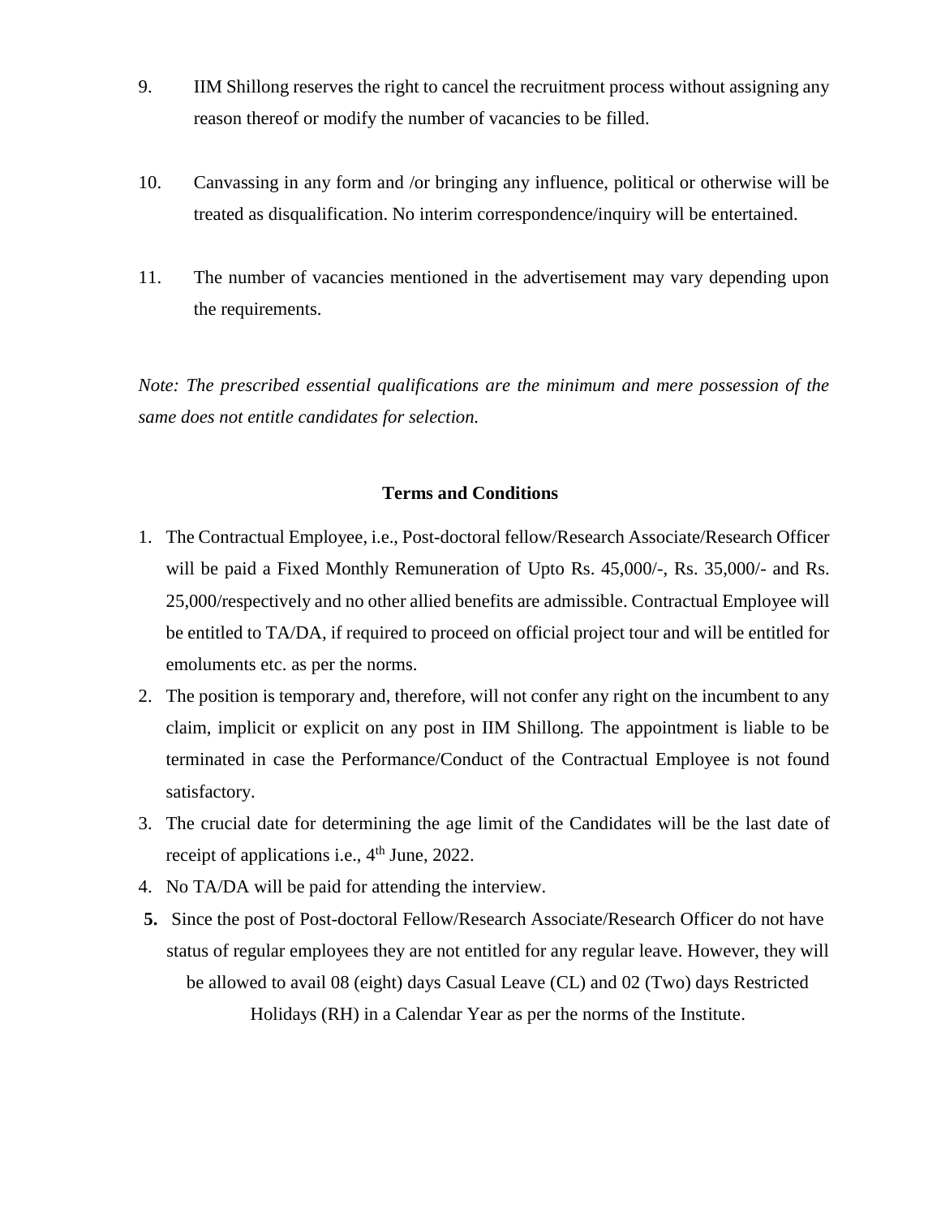9. IIM Shillong reserves the right to cancel the recruitment process without assigning any reason thereof or modify the number of vacancies to be filled.

10. Canvassing in any form and /or bringing any influence, political or otherwise will be treated as disqualification. No interim correspondence/inquiry will be entertained.

11. The number of vacancies mentioned in the advertisement may vary depending upon the requirements.

*Note: The prescribed essential qualifications are the minimum and mere possession of the same does not entitle candidates for selection.*

**Terms and Conditions**

1. The Contractual Employee, i.e., Post-doctoral fellow/Research Associate/Research Officer will be paid a Fixed Monthly Remuneration of Upto Rs. 45,000/-, Rs. 35,000/- and Rs. 25,000/respectively and no other allied benefits are admissible. Contractual Employee will be entitled to TA/DA, if required to proceed on official project tour and will be entitled for emoluments etc. as per the norms.
2. The position is temporary and, therefore, will not confer any right on the incumbent to any claim, implicit or explicit on any post in IIM Shillong. The appointment is liable to be terminated in case the Performance/Conduct of the Contractual Employee is not found satisfactory.
3. The crucial date for determining the age limit of the Candidates will be the last date of receipt of applications i.e., 4th June, 2022.
4. No TA/DA will be paid for attending the interview.
5. Since the post of Post-doctoral Fellow/Research Associate/Research Officer do not have status of regular employees they are not entitled for any regular leave. However, they will be allowed to avail 08 (eight) days Casual Leave (CL) and 02 (Two) days Restricted Holidays (RH) in a Calendar Year as per the norms of the Institute.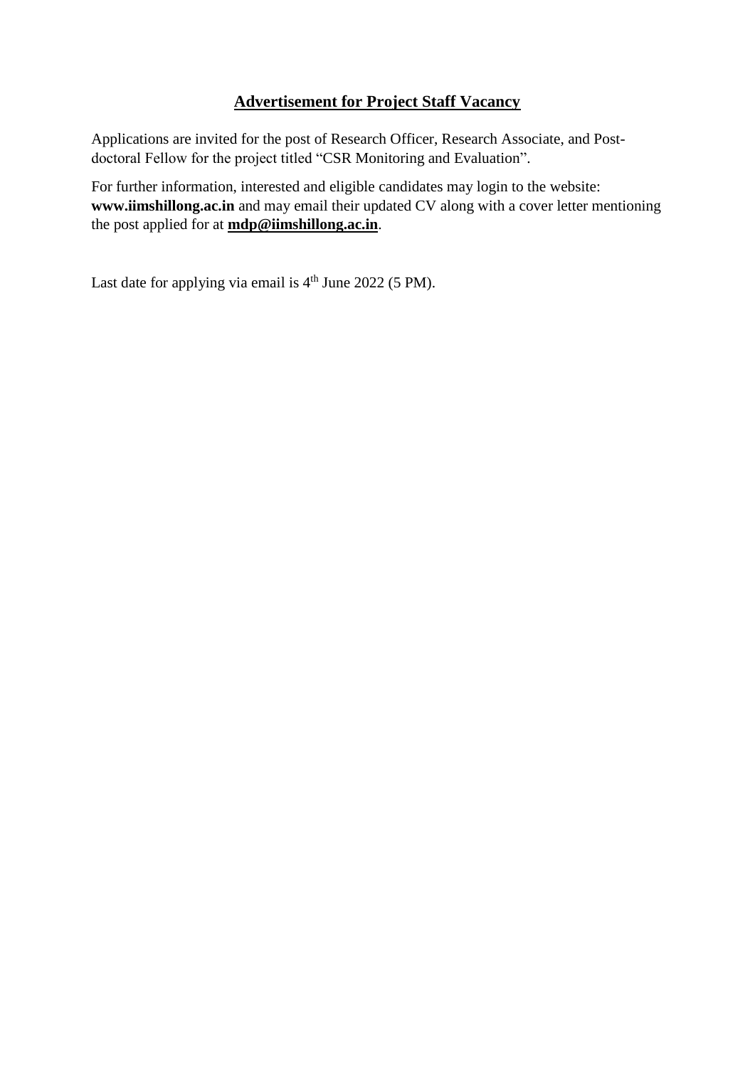## **Advertisement for Project Staff Vacancy**

Applications are invited for the post of Research Officer, Research Associate, and Post-doctoral Fellow for the project titled "CSR Monitoring and Evaluation".

For further information, interested and eligible candidates may login to the website: **www.iimshillong.ac.in** and may email their updated CV along with a cover letter mentioning the post applied for at **mdp@iimshillong.ac.in**.

Last date for applying via email is 4th June 2022 (5 PM).